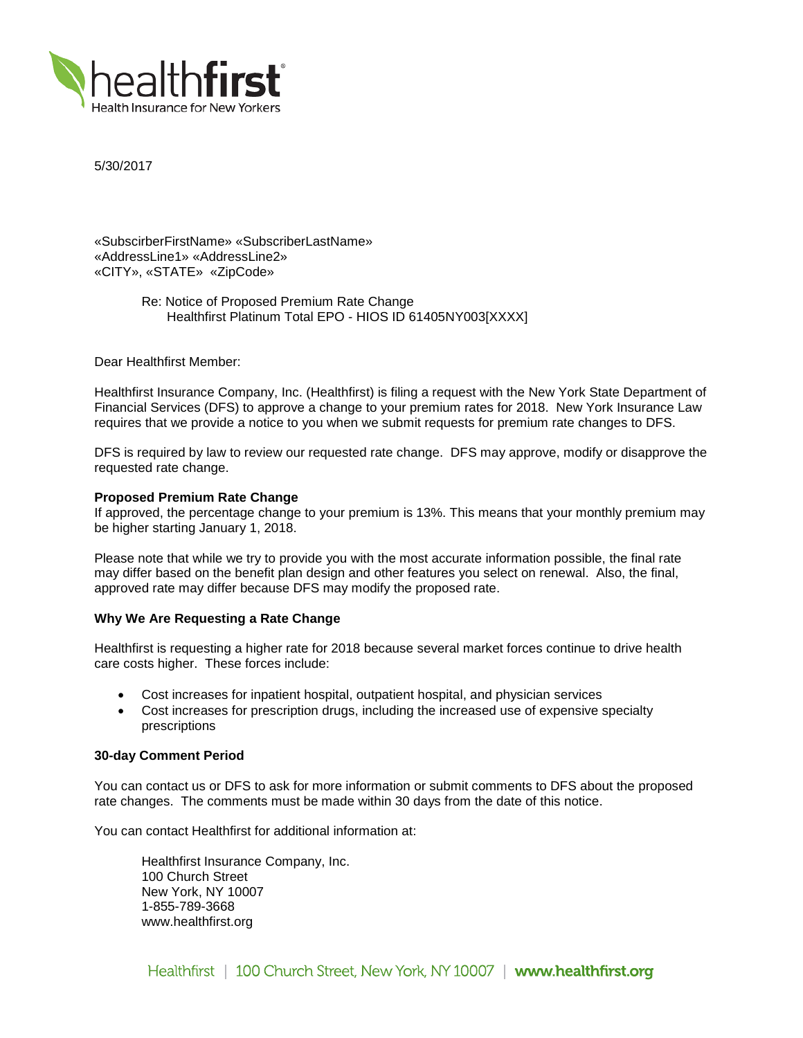healthfirst
Health Insurance for New Yorkers

5/30/2017

«SubscirberFirstName» «SubscriberLastName»
«AddressLine1» «AddressLine2»
«CITY», «STATE» «ZipCode»

Re: Notice of Proposed Premium Rate Change
Healthfirst Platinum Total EPO - HIOS ID 61405NY003[XXXX]

Dear Healthfirst Member:

Healthfirst Insurance Company, Inc. (Healthfirst) is filing a request with the New York State Department of Financial Services (DFS) to approve a change to your premium rates for 2018. New York Insurance Law requires that we provide a notice to you when we submit requests for premium rate changes to DFS.

DFS is required by law to review our requested rate change. DFS may approve, modify or disapprove the requested rate change.

**Proposed Premium Rate Change**
If approved, the percentage change to your premium is 13%. This means that your monthly premium may be higher starting January 1, 2018.

Please note that while we try to provide you with the most accurate information possible, the final rate may differ based on the benefit plan design and other features you select on renewal. Also, the final, approved rate may differ because DFS may modify the proposed rate.

**Why We Are Requesting a Rate Change**

Healthfirst is requesting a higher rate for 2018 because several market forces continue to drive health care costs higher. These forces include:

- Cost increases for inpatient hospital, outpatient hospital, and physician services
- Cost increases for prescription drugs, including the increased use of expensive specialty prescriptions

**30-day Comment Period**

You can contact us or DFS to ask for more information or submit comments to DFS about the proposed rate changes. The comments must be made within 30 days from the date of this notice.

You can contact Healthfirst for additional information at:

Healthfirst Insurance Company, Inc.
100 Church Street
New York, NY 10007
1-855-789-3668
www.healthfirst.org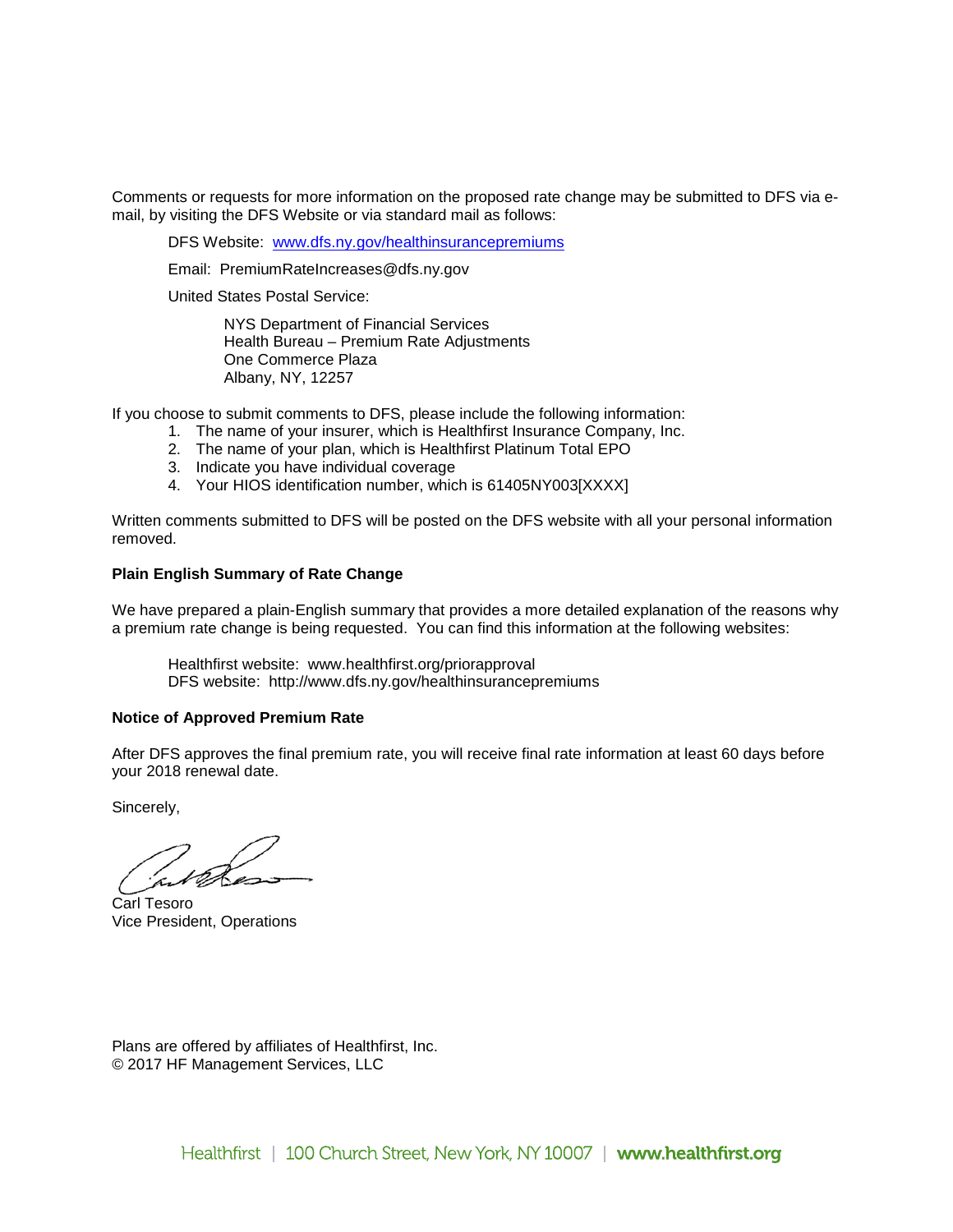Comments or requests for more information on the proposed rate change may be submitted to DFS via e-mail, by visiting the DFS Website or via standard mail as follows:

DFS Website: [www.dfs.ny.gov/healthinsurancepremiums](http://www.dfs.ny.gov/healthinsurancepremiums)

Email: PremiumRateIncreases@dfs.ny.gov

United States Postal Service:

NYS Department of Financial Services
Health Bureau – Premium Rate Adjustments
One Commerce Plaza
Albany, NY, 12257

If you choose to submit comments to DFS, please include the following information:

1. The name of your insurer, which is Healthfirst Insurance Company, Inc.
2. The name of your plan, which is Healthfirst Platinum Total EPO
3. Indicate you have individual coverage
4. Your HIOS identification number, which is 61405NY003[XXXX]

Written comments submitted to DFS will be posted on the DFS website with all your personal information removed.

**Plain English Summary of Rate Change**

We have prepared a plain-English summary that provides a more detailed explanation of the reasons why a premium rate change is being requested. You can find this information at the following websites:

Healthfirst website: www.healthfirst.org/priorapproval
DFS website: http://www.dfs.ny.gov/healthinsurancepremiums

**Notice of Approved Premium Rate**

After DFS approves the final premium rate, you will receive final rate information at least 60 days before your 2018 renewal date.

Sincerely,

Carl Tesoro
Vice President, Operations

Plans are offered by affiliates of Healthfirst, Inc.
© 2017 HF Management Services, LLC

Healthfirst | 100 Church Street, New York, NY 10007 | **www.healthfirst.org**